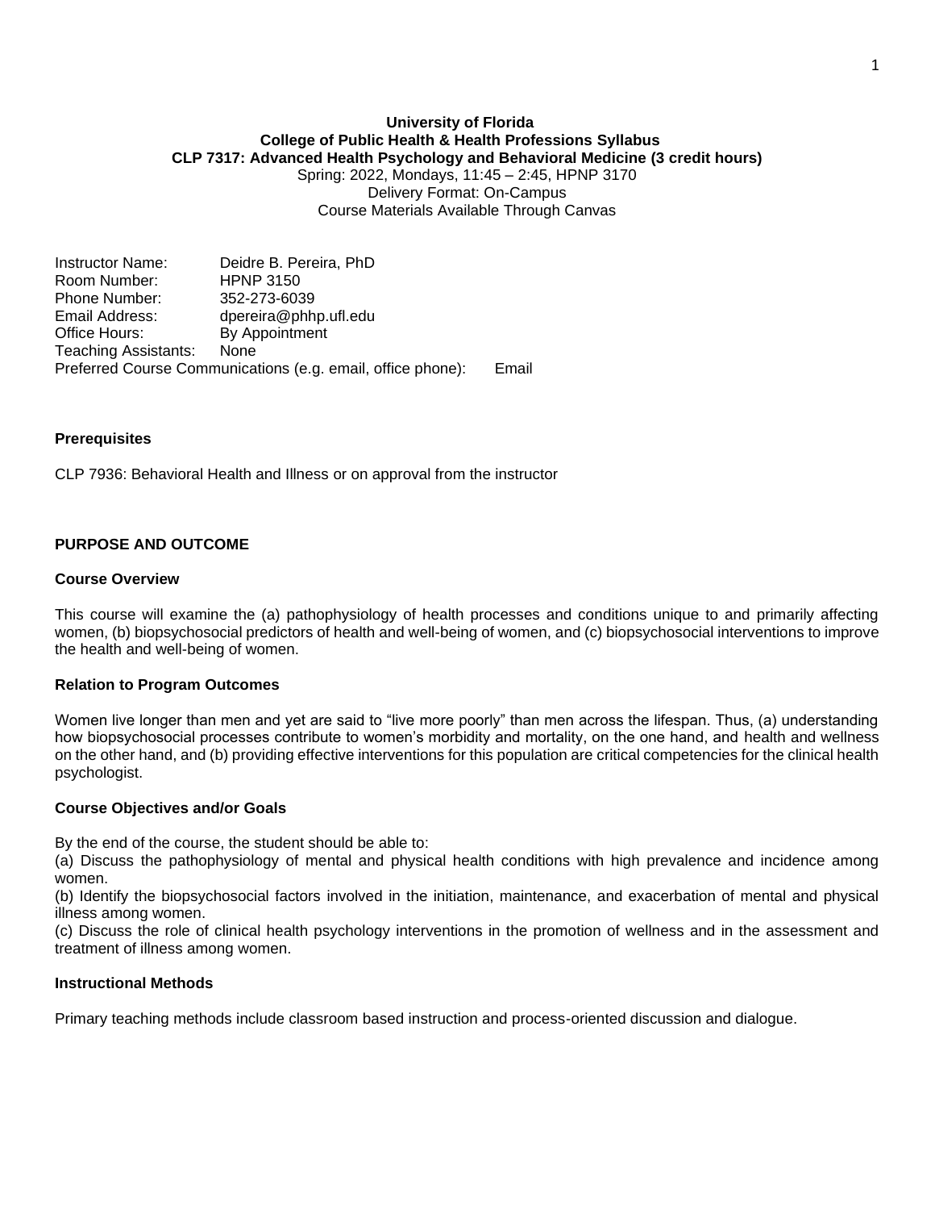**University of Florida**
**College of Public Health & Health Professions Syllabus**
**CLP 7317: Advanced Health Psychology and Behavioral Medicine (3 credit hours)**
Spring: 2022, Mondays, 11:45 – 2:45, HPNP 3170
Delivery Format: On-Campus
Course Materials Available Through Canvas

Instructor Name: Deidre B. Pereira, PhD
Room Number: HPNP 3150
Phone Number: 352-273-6039
Email Address: dpereira@phhp.ufl.edu
Office Hours: By Appointment
Teaching Assistants: None
Preferred Course Communications (e.g. email, office phone): Email

### Prerequisites

CLP 7936: Behavioral Health and Illness or on approval from the instructor

## PURPOSE AND OUTCOME

### Course Overview

This course will examine the (a) pathophysiology of health processes and conditions unique to and primarily affecting women, (b) biopsychosocial predictors of health and well-being of women, and (c) biopsychosocial interventions to improve the health and well-being of women.

### Relation to Program Outcomes

Women live longer than men and yet are said to "live more poorly" than men across the lifespan. Thus, (a) understanding how biopsychosocial processes contribute to women's morbidity and mortality, on the one hand, and health and wellness on the other hand, and (b) providing effective interventions for this population are critical competencies for the clinical health psychologist.

### Course Objectives and/or Goals

By the end of the course, the student should be able to:
(a) Discuss the pathophysiology of mental and physical health conditions with high prevalence and incidence among women.
(b) Identify the biopsychosocial factors involved in the initiation, maintenance, and exacerbation of mental and physical illness among women.
(c) Discuss the role of clinical health psychology interventions in the promotion of wellness and in the assessment and treatment of illness among women.

### Instructional Methods

Primary teaching methods include classroom based instruction and process-oriented discussion and dialogue.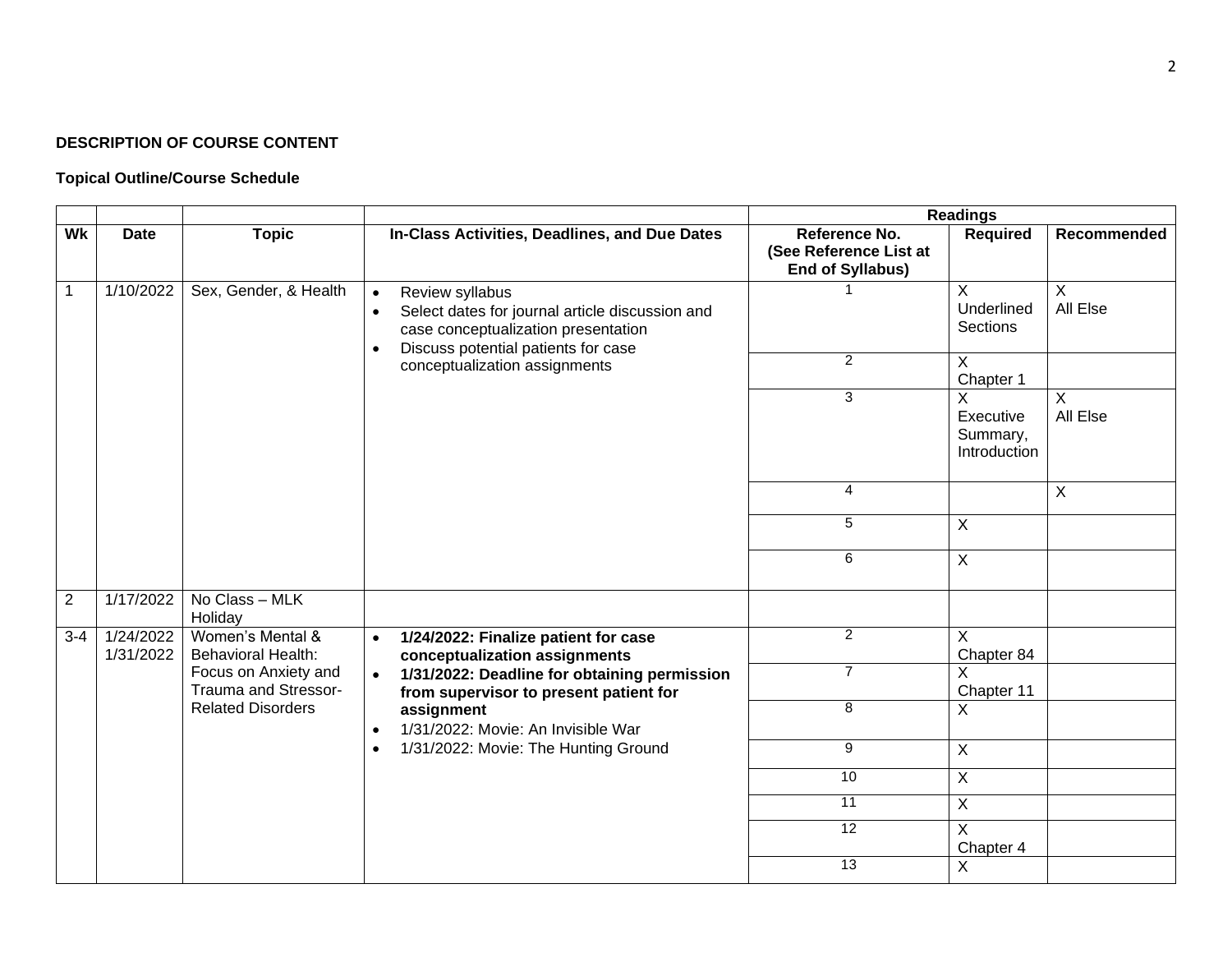**DESCRIPTION OF COURSE CONTENT**

**Topical Outline/Course Schedule**

| | | | | Readings | | |
|---|---|---|---|---|---|---|
| **Wk** | **Date** | **Topic** | **In-Class Activities, Deadlines, and Due Dates** | **Reference No. (See Reference List at End of Syllabus)** | **Required** | **Recommended** |
| 1 | 1/10/2022 | Sex, Gender, & Health | • Review syllabus<br>• Select dates for journal article discussion and case conceptualization presentation<br>• Discuss potential patients for case conceptualization assignments | 1 | X Underlined Sections | X All Else |
| | | | | 2 | X Chapter 1 | |
| | | | | 3 | X Executive Summary, Introduction | X All Else |
| | | | | 4 | | X |
| | | | | 5 | X | |
| | | | | 6 | X | |
| 2 | 1/17/2022 | No Class – MLK Holiday | | | | |
| 3-4 | 1/24/2022<br>1/31/2022 | Women's Mental & Behavioral Health: Focus on Anxiety and Trauma and Stressor-Related Disorders | • **1/24/2022: Finalize patient for case conceptualization assignments**<br>• **1/31/2022: Deadline for obtaining permission from supervisor to present patient for assignment**<br>• 1/31/2022: Movie: An Invisible War<br>• 1/31/2022: Movie: The Hunting Ground | 2 | X Chapter 84 | |
| | | | | 7 | X Chapter 11 | |
| | | | | 8 | X | |
| | | | | 9 | X | |
| | | | | 10 | X | |
| | | | | 11 | X | |
| | | | | 12 | X Chapter 4 | |
| | | | | 13 | X | |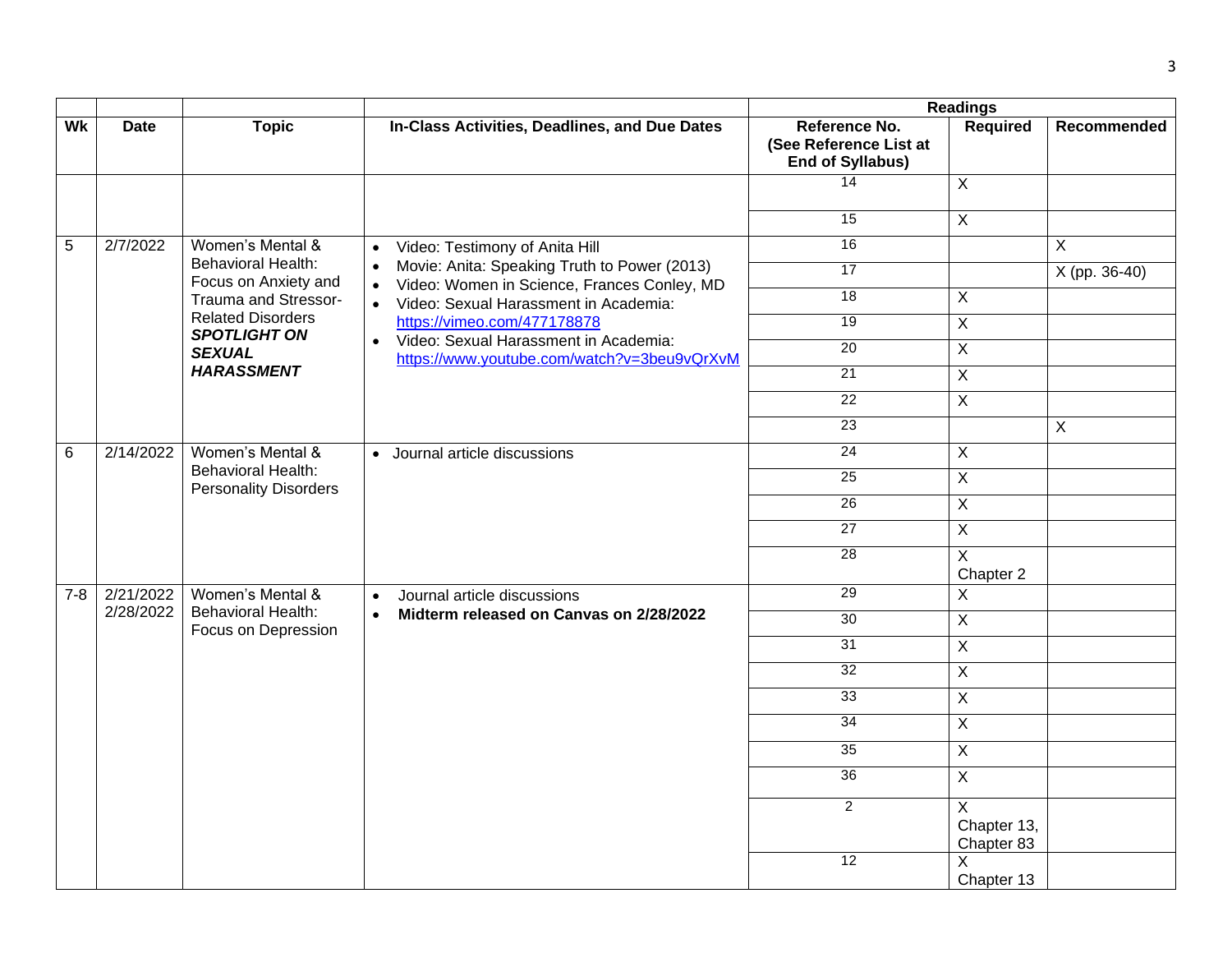| | | | | Readings | | |
|---|---|---|---|---|---|---|
| **Wk** | **Date** | **Topic** | **In-Class Activities, Deadlines, and Due Dates** | **Reference No. (See Reference List at End of Syllabus)** | **Required** | **Recommended** |
| | | | | 14 | X | |
| | | | | 15 | X | |
| 5 | 2/7/2022 | Women's Mental & Behavioral Health: Focus on Anxiety and Trauma and Stressor-Related Disorders ***SPOTLIGHT ON SEXUAL HARASSMENT*** | • Video: Testimony of Anita Hill<br>• Movie: Anita: Speaking Truth to Power (2013)<br>• Video: Women in Science, Frances Conley, MD<br>• Video: Sexual Harassment in Academia: https://vimeo.com/477178878<br>• Video: Sexual Harassment in Academia: https://www.youtube.com/watch?v=3beu9vQrXvM | 16 | | X |
| | | | | 17 | | X (pp. 36-40) |
| | | | | 18 | X | |
| | | | | 19 | X | |
| | | | | 20 | X | |
| | | | | 21 | X | |
| | | | | 22 | X | |
| | | | | 23 | | X |
| 6 | 2/14/2022 | Women's Mental & Behavioral Health: Personality Disorders | • Journal article discussions | 24 | X | |
| | | | | 25 | X | |
| | | | | 26 | X | |
| | | | | 27 | X | |
| | | | | 28 | X Chapter 2 | |
| 7-8 | 2/21/2022 2/28/2022 | Women's Mental & Behavioral Health: Focus on Depression | • Journal article discussions<br>• **Midterm released on Canvas on 2/28/2022** | 29 | X | |
| | | | | 30 | X | |
| | | | | 31 | X | |
| | | | | 32 | X | |
| | | | | 33 | X | |
| | | | | 34 | X | |
| | | | | 35 | X | |
| | | | | 36 | X | |
| | | | | 2 | X Chapter 13, Chapter 83 | |
| | | | | 12 | X Chapter 13 | |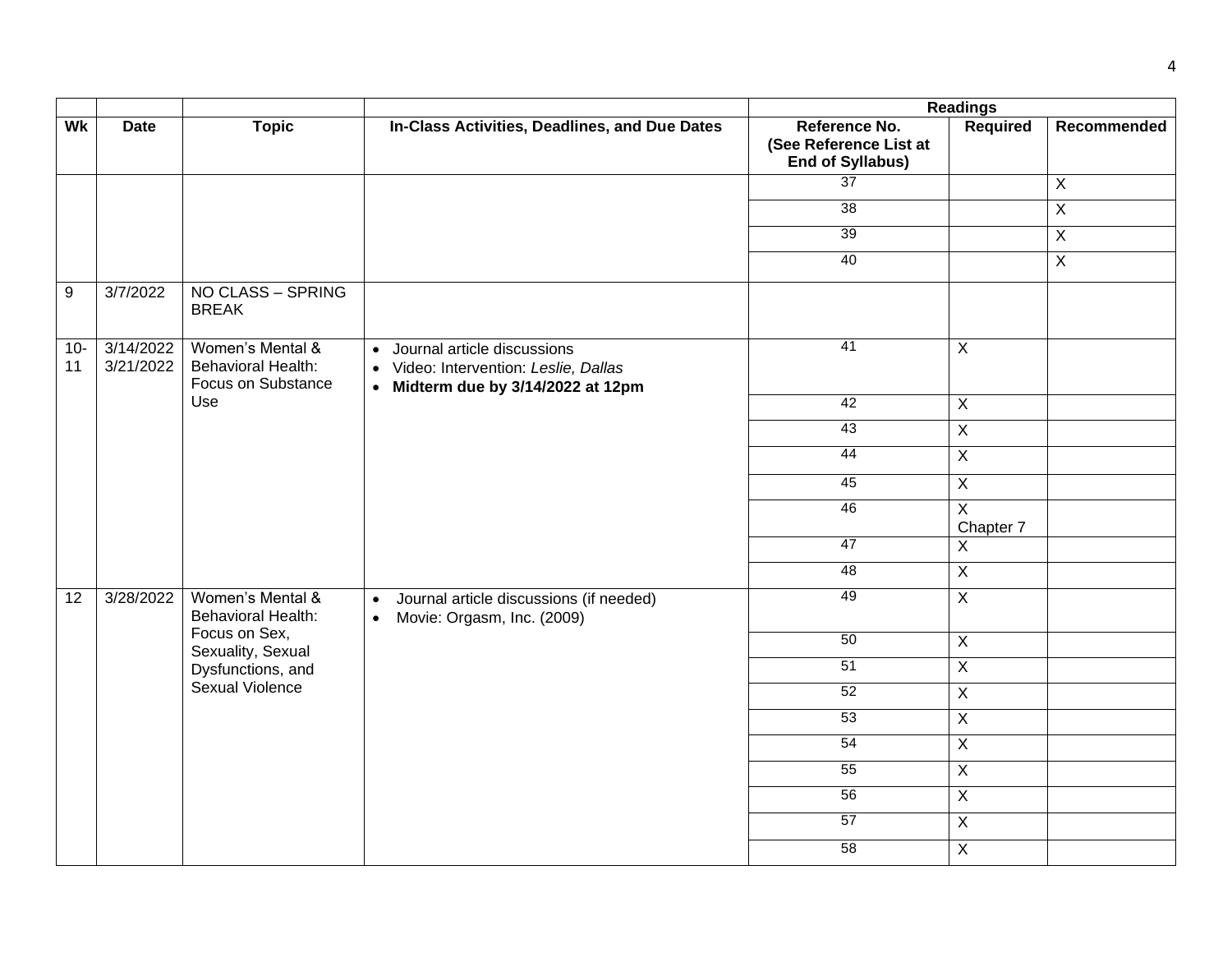| | | | | Readings | | |
|---|---|---|---|---|---|---|
| **Wk** | **Date** | **Topic** | **In-Class Activities, Deadlines, and Due Dates** | **Reference No. (See Reference List at End of Syllabus)** | **Required** | **Recommended** |
| | | | | 37 | | X |
| | | | | 38 | | X |
| | | | | 39 | | X |
| | | | | 40 | | X |
| 9 | 3/7/2022 | NO CLASS – SPRING BREAK | | | | |
| 10-11 | 3/14/2022 3/21/2022 | Women's Mental & Behavioral Health: Focus on Substance Use | • Journal article discussions<br>• Video: Intervention: *Leslie, Dallas*<br>• **Midterm due by 3/14/2022 at 12pm** | 41 | X | |
| | | | | 42 | X | |
| | | | | 43 | X | |
| | | | | 44 | X | |
| | | | | 45 | X | |
| | | | | 46 | X Chapter 7 | |
| | | | | 47 | X | |
| | | | | 48 | X | |
| 12 | 3/28/2022 | Women's Mental & Behavioral Health: Focus on Sex, Sexuality, Sexual Dysfunctions, and Sexual Violence | • Journal article discussions (if needed)<br>• Movie: Orgasm, Inc. (2009) | 49 | X | |
| | | | | 50 | X | |
| | | | | 51 | X | |
| | | | | 52 | X | |
| | | | | 53 | X | |
| | | | | 54 | X | |
| | | | | 55 | X | |
| | | | | 56 | X | |
| | | | | 57 | X | |
| | | | | 58 | X | |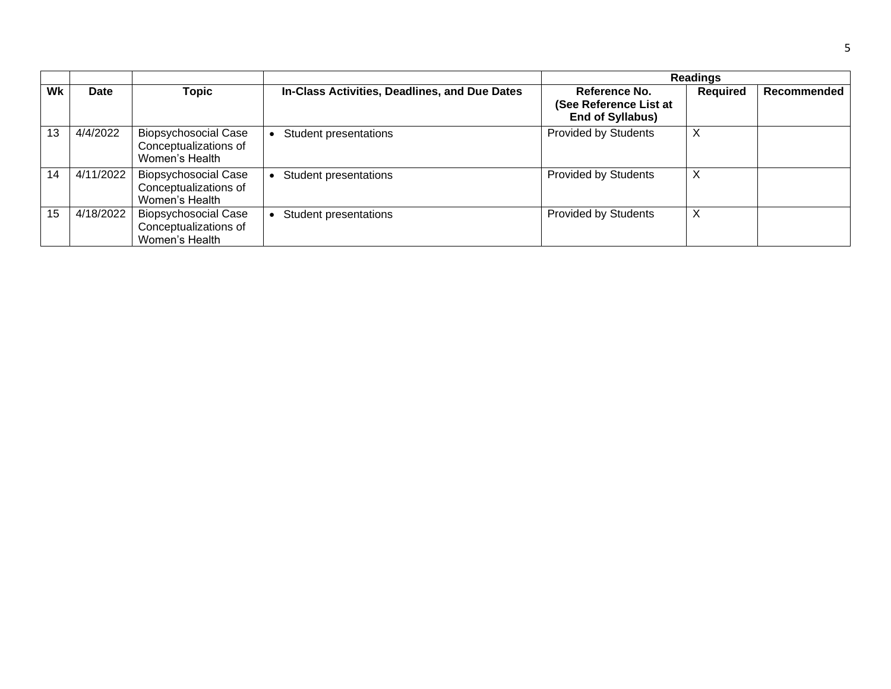| | | | | Readings | | |
|---|---|---|---|---|---|---|
| **Wk** | **Date** | **Topic** | **In-Class Activities, Deadlines, and Due Dates** | **Reference No. (See Reference List at End of Syllabus)** | **Required** | **Recommended** |
| 13 | 4/4/2022 | Biopsychosocial Case Conceptualizations of Women's Health | • Student presentations | Provided by Students | X | |
| 14 | 4/11/2022 | Biopsychosocial Case Conceptualizations of Women's Health | • Student presentations | Provided by Students | X | |
| 15 | 4/18/2022 | Biopsychosocial Case Conceptualizations of Women's Health | • Student presentations | Provided by Students | X | |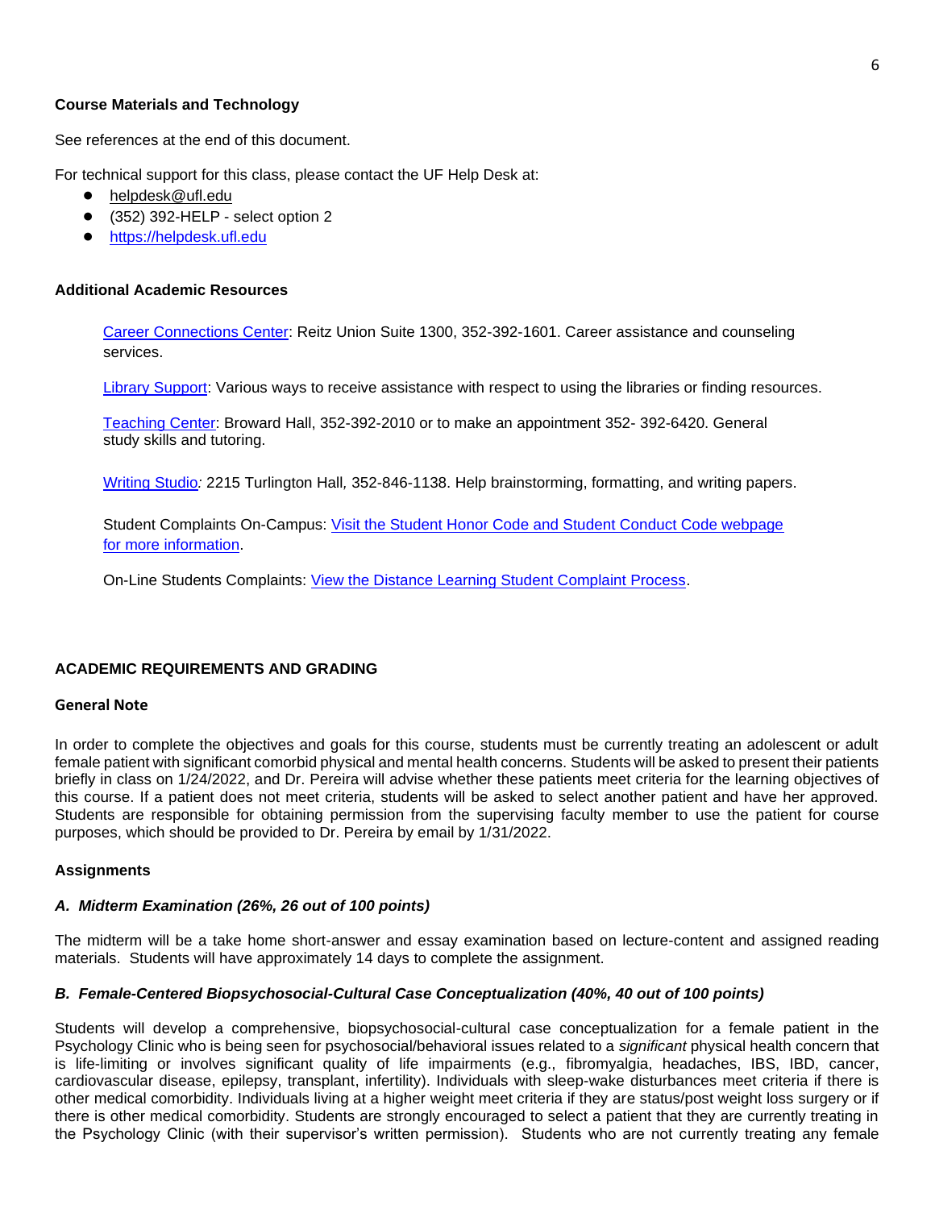**Course Materials and Technology**

See references at the end of this document.

For technical support for this class, please contact the UF Help Desk at:

- helpdesk@ufl.edu
- (352) 392-HELP - select option 2
- https://helpdesk.ufl.edu

**Additional Academic Resources**

Career Connections Center: Reitz Union Suite 1300, 352-392-1601. Career assistance and counseling services.

Library Support: Various ways to receive assistance with respect to using the libraries or finding resources.

Teaching Center: Broward Hall, 352-392-2010 or to make an appointment 352- 392-6420. General study skills and tutoring.

Writing Studio*:* 2215 Turlington Hall*,* 352-846-1138. Help brainstorming, formatting, and writing papers.

Student Complaints On-Campus: Visit the Student Honor Code and Student Conduct Code webpage for more information.

On-Line Students Complaints: View the Distance Learning Student Complaint Process.

## ACADEMIC REQUIREMENTS AND GRADING

### General Note

In order to complete the objectives and goals for this course, students must be currently treating an adolescent or adult female patient with significant comorbid physical and mental health concerns. Students will be asked to present their patients briefly in class on 1/24/2022, and Dr. Pereira will advise whether these patients meet criteria for the learning objectives of this course. If a patient does not meet criteria, students will be asked to select another patient and have her approved. Students are responsible for obtaining permission from the supervising faculty member to use the patient for course purposes, which should be provided to Dr. Pereira by email by 1/31/2022.

### Assignments

***A. Midterm Examination (26%, 26 out of 100 points)***

The midterm will be a take home short-answer and essay examination based on lecture-content and assigned reading materials. Students will have approximately 14 days to complete the assignment.

***B. Female-Centered Biopsychosocial-Cultural Case Conceptualization (40%, 40 out of 100 points)***

Students will develop a comprehensive, biopsychosocial-cultural case conceptualization for a female patient in the Psychology Clinic who is being seen for psychosocial/behavioral issues related to a *significant* physical health concern that is life-limiting or involves significant quality of life impairments (e.g., fibromyalgia, headaches, IBS, IBD, cancer, cardiovascular disease, epilepsy, transplant, infertility). Individuals with sleep-wake disturbances meet criteria if there is other medical comorbidity. Individuals living at a higher weight meet criteria if they are status/post weight loss surgery or if there is other medical comorbidity. Students are strongly encouraged to select a patient that they are currently treating in the Psychology Clinic (with their supervisor's written permission). Students who are not currently treating any female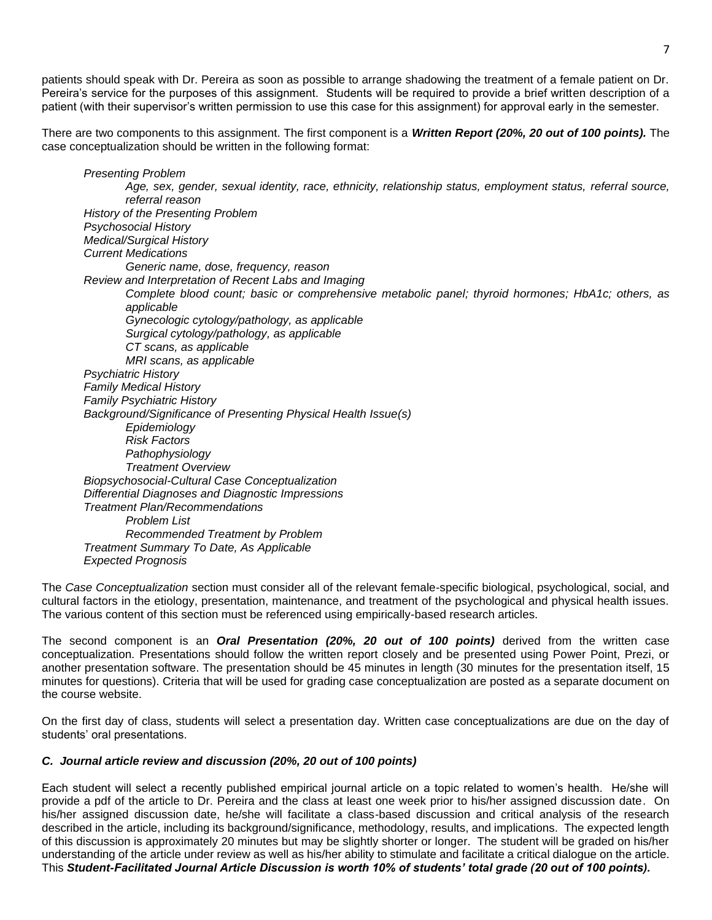patients should speak with Dr. Pereira as soon as possible to arrange shadowing the treatment of a female patient on Dr. Pereira's service for the purposes of this assignment. Students will be required to provide a brief written description of a patient (with their supervisor's written permission to use this case for this assignment) for approval early in the semester.

There are two components to this assignment. The first component is a ***Written Report (20%, 20 out of 100 points).*** The case conceptualization should be written in the following format:

- *Presenting Problem*
  - *Age, sex, gender, sexual identity, race, ethnicity, relationship status, employment status, referral source, referral reason*
- *History of the Presenting Problem*
- *Psychosocial History*
- *Medical/Surgical History*
- *Current Medications*
  - *Generic name, dose, frequency, reason*
- *Review and Interpretation of Recent Labs and Imaging*
  - *Complete blood count; basic or comprehensive metabolic panel; thyroid hormones; HbA1c; others, as applicable*
  - *Gynecologic cytology/pathology, as applicable*
  - *Surgical cytology/pathology, as applicable*
  - *CT scans, as applicable*
  - *MRI scans, as applicable*
- *Psychiatric History*
- *Family Medical History*
- *Family Psychiatric History*
- *Background/Significance of Presenting Physical Health Issue(s)*
  - *Epidemiology*
  - *Risk Factors*
  - *Pathophysiology*
  - *Treatment Overview*
- *Biopsychosocial-Cultural Case Conceptualization*
- *Differential Diagnoses and Diagnostic Impressions*
- *Treatment Plan/Recommendations*
  - *Problem List*
  - *Recommended Treatment by Problem*
- *Treatment Summary To Date, As Applicable*
- *Expected Prognosis*

The *Case Conceptualization* section must consider all of the relevant female-specific biological, psychological, social, and cultural factors in the etiology, presentation, maintenance, and treatment of the psychological and physical health issues. The various content of this section must be referenced using empirically-based research articles.

The second component is an ***Oral Presentation (20%, 20 out of 100 points)*** derived from the written case conceptualization. Presentations should follow the written report closely and be presented using Power Point, Prezi, or another presentation software. The presentation should be 45 minutes in length (30 minutes for the presentation itself, 15 minutes for questions). Criteria that will be used for grading case conceptualization are posted as a separate document on the course website.

On the first day of class, students will select a presentation day. Written case conceptualizations are due on the day of students' oral presentations.

### *C. Journal article review and discussion (20%, 20 out of 100 points)*

Each student will select a recently published empirical journal article on a topic related to women's health. He/she will provide a pdf of the article to Dr. Pereira and the class at least one week prior to his/her assigned discussion date. On his/her assigned discussion date, he/she will facilitate a class-based discussion and critical analysis of the research described in the article, including its background/significance, methodology, results, and implications. The expected length of this discussion is approximately 20 minutes but may be slightly shorter or longer. The student will be graded on his/her understanding of the article under review as well as his/her ability to stimulate and facilitate a critical dialogue on the article. This ***Student-Facilitated Journal Article Discussion is worth 10% of students' total grade (20 out of 100 points).***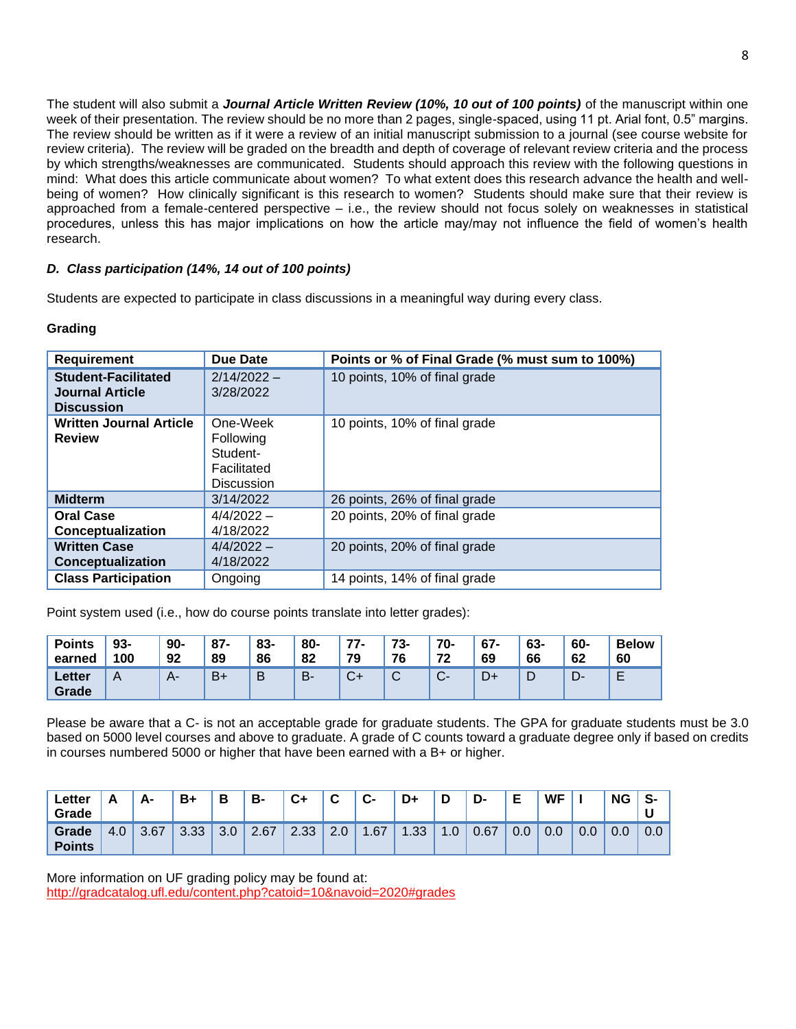The student will also submit a ***Journal Article Written Review (10%, 10 out of 100 points)*** of the manuscript within one week of their presentation. The review should be no more than 2 pages, single-spaced, using 11 pt. Arial font, 0.5" margins. The review should be written as if it were a review of an initial manuscript submission to a journal (see course website for review criteria). The review will be graded on the breadth and depth of coverage of relevant review criteria and the process by which strengths/weaknesses are communicated. Students should approach this review with the following questions in mind: What does this article communicate about women? To what extent does this research advance the health and well-being of women? How clinically significant is this research to women? Students should make sure that their review is approached from a female-centered perspective – i.e., the review should not focus solely on weaknesses in statistical procedures, unless this has major implications on how the article may/may not influence the field of women's health research.

### *D. Class participation (14%, 14 out of 100 points)*

Students are expected to participate in class discussions in a meaningful way during every class.

**Grading**

| Requirement | Due Date | Points or % of Final Grade (% must sum to 100%) |
|---|---|---|
| **Student-Facilitated Journal Article Discussion** | 2/14/2022 – 3/28/2022 | 10 points, 10% of final grade |
| **Written Journal Article Review** | One-Week Following Student-Facilitated Discussion | 10 points, 10% of final grade |
| **Midterm** | 3/14/2022 | 26 points, 26% of final grade |
| **Oral Case Conceptualization** | 4/4/2022 – 4/18/2022 | 20 points, 20% of final grade |
| **Written Case Conceptualization** | 4/4/2022 – 4/18/2022 | 20 points, 20% of final grade |
| **Class Participation** | Ongoing | 14 points, 14% of final grade |

Point system used (i.e., how do course points translate into letter grades):

| **Points earned** | **93-100** | **90-92** | **87-89** | **83-86** | **80-82** | **77-79** | **73-76** | **70-72** | **67-69** | **63-66** | **60-62** | **Below 60** |
|---|---|---|---|---|---|---|---|---|---|---|---|---|
| **Letter Grade** | A | A- | B+ | B | B- | C+ | C | C- | D+ | D | D- | E |

Please be aware that a C- is not an acceptable grade for graduate students. The GPA for graduate students must be 3.0 based on 5000 level courses and above to graduate. A grade of C counts toward a graduate degree only if based on credits in courses numbered 5000 or higher that have been earned with a B+ or higher.

| **Letter Grade** | **A** | **A-** | **B+** | **B** | **B-** | **C+** | **C** | **C-** | **D+** | **D** | **D-** | **E** | **WF** | **I** | **NG** | **S-U** |
|---|---|---|---|---|---|---|---|---|---|---|---|---|---|---|---|---|
| **Grade Points** | 4.0 | 3.67 | 3.33 | 3.0 | 2.67 | 2.33 | 2.0 | 1.67 | 1.33 | 1.0 | 0.67 | 0.0 | 0.0 | 0.0 | 0.0 | 0.0 |

More information on UF grading policy may be found at:
http://gradcatalog.ufl.edu/content.php?catoid=10&navoid=2020#grades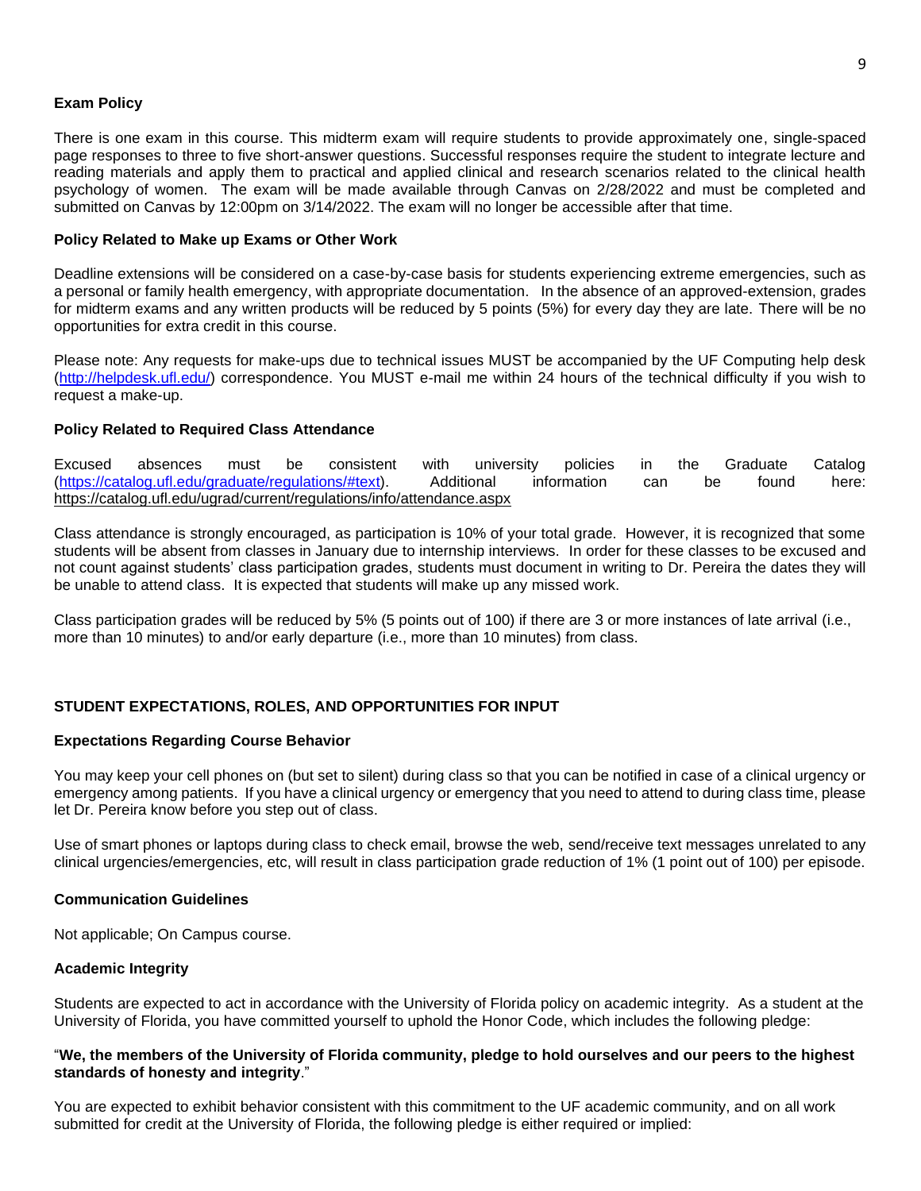### Exam Policy

There is one exam in this course. This midterm exam will require students to provide approximately one, single-spaced page responses to three to five short-answer questions. Successful responses require the student to integrate lecture and reading materials and apply them to practical and applied clinical and research scenarios related to the clinical health psychology of women. The exam will be made available through Canvas on 2/28/2022 and must be completed and submitted on Canvas by 12:00pm on 3/14/2022. The exam will no longer be accessible after that time.

### Policy Related to Make up Exams or Other Work

Deadline extensions will be considered on a case-by-case basis for students experiencing extreme emergencies, such as a personal or family health emergency, with appropriate documentation. In the absence of an approved-extension, grades for midterm exams and any written products will be reduced by 5 points (5%) for every day they are late. There will be no opportunities for extra credit in this course.

Please note: Any requests for make-ups due to technical issues MUST be accompanied by the UF Computing help desk (http://helpdesk.ufl.edu/) correspondence. You MUST e-mail me within 24 hours of the technical difficulty if you wish to request a make-up.

### Policy Related to Required Class Attendance

Excused absences must be consistent with university policies in the Graduate Catalog (https://catalog.ufl.edu/graduate/regulations/#text). Additional information can be found here: https://catalog.ufl.edu/ugrad/current/regulations/info/attendance.aspx

Class attendance is strongly encouraged, as participation is 10% of your total grade. However, it is recognized that some students will be absent from classes in January due to internship interviews. In order for these classes to be excused and not count against students' class participation grades, students must document in writing to Dr. Pereira the dates they will be unable to attend class. It is expected that students will make up any missed work.

Class participation grades will be reduced by 5% (5 points out of 100) if there are 3 or more instances of late arrival (i.e., more than 10 minutes) to and/or early departure (i.e., more than 10 minutes) from class.

## STUDENT EXPECTATIONS, ROLES, AND OPPORTUNITIES FOR INPUT

### Expectations Regarding Course Behavior

You may keep your cell phones on (but set to silent) during class so that you can be notified in case of a clinical urgency or emergency among patients. If you have a clinical urgency or emergency that you need to attend to during class time, please let Dr. Pereira know before you step out of class.

Use of smart phones or laptops during class to check email, browse the web, send/receive text messages unrelated to any clinical urgencies/emergencies, etc, will result in class participation grade reduction of 1% (1 point out of 100) per episode.

### Communication Guidelines

Not applicable; On Campus course.

### Academic Integrity

Students are expected to act in accordance with the University of Florida policy on academic integrity. As a student at the University of Florida, you have committed yourself to uphold the Honor Code, which includes the following pledge:

"**We, the members of the University of Florida community, pledge to hold ourselves and our peers to the highest standards of honesty and integrity**."

You are expected to exhibit behavior consistent with this commitment to the UF academic community, and on all work submitted for credit at the University of Florida, the following pledge is either required or implied: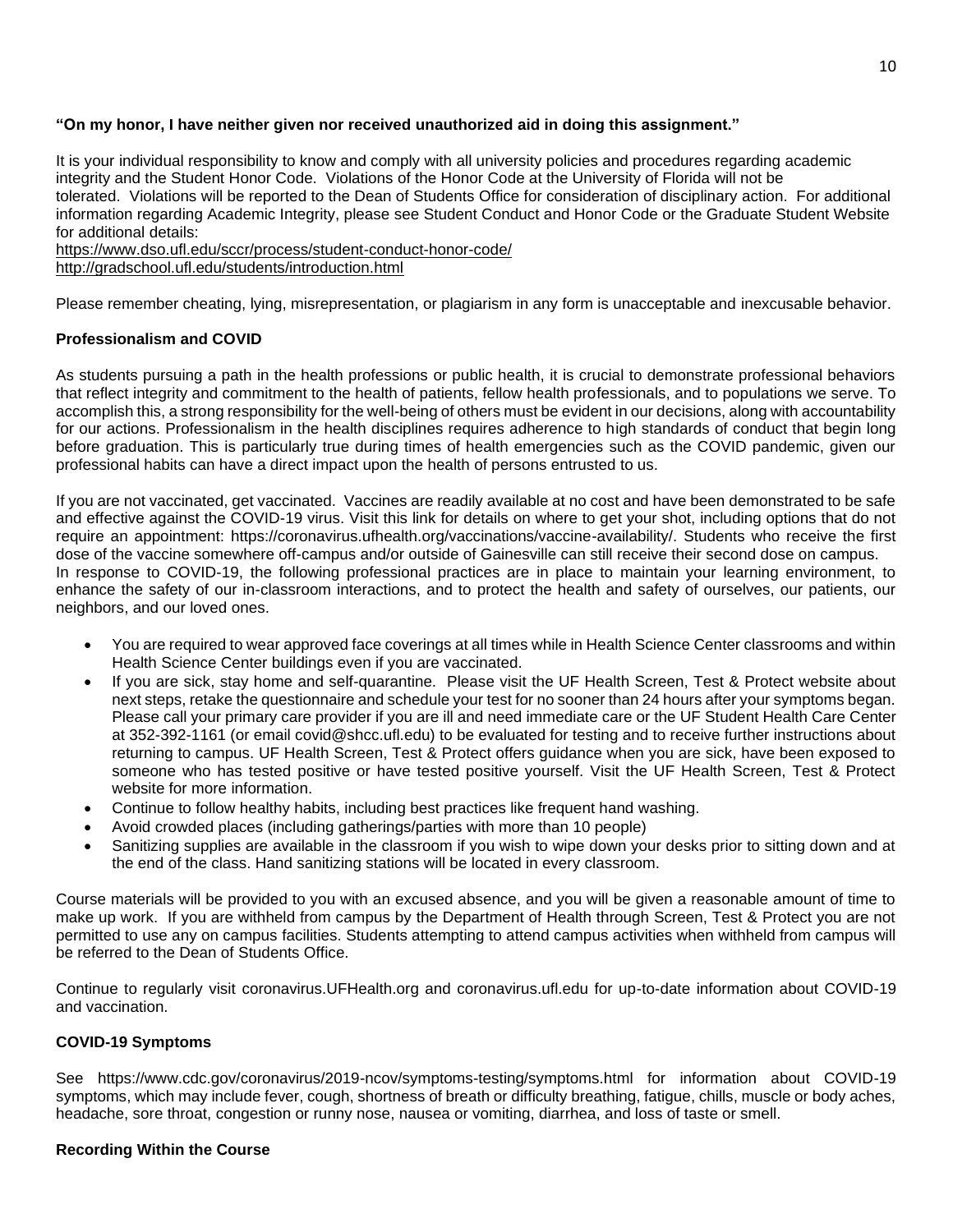**"On my honor, I have neither given nor received unauthorized aid in doing this assignment."**

It is your individual responsibility to know and comply with all university policies and procedures regarding academic integrity and the Student Honor Code. Violations of the Honor Code at the University of Florida will not be tolerated. Violations will be reported to the Dean of Students Office for consideration of disciplinary action. For additional information regarding Academic Integrity, please see Student Conduct and Honor Code or the Graduate Student Website for additional details:
https://www.dso.ufl.edu/sccr/process/student-conduct-honor-code/
http://gradschool.ufl.edu/students/introduction.html

Please remember cheating, lying, misrepresentation, or plagiarism in any form is unacceptable and inexcusable behavior.

**Professionalism and COVID**

As students pursuing a path in the health professions or public health, it is crucial to demonstrate professional behaviors that reflect integrity and commitment to the health of patients, fellow health professionals, and to populations we serve. To accomplish this, a strong responsibility for the well-being of others must be evident in our decisions, along with accountability for our actions. Professionalism in the health disciplines requires adherence to high standards of conduct that begin long before graduation. This is particularly true during times of health emergencies such as the COVID pandemic, given our professional habits can have a direct impact upon the health of persons entrusted to us.

If you are not vaccinated, get vaccinated. Vaccines are readily available at no cost and have been demonstrated to be safe and effective against the COVID-19 virus. Visit this link for details on where to get your shot, including options that do not require an appointment: https://coronavirus.ufhealth.org/vaccinations/vaccine-availability/. Students who receive the first dose of the vaccine somewhere off-campus and/or outside of Gainesville can still receive their second dose on campus.
In response to COVID-19, the following professional practices are in place to maintain your learning environment, to enhance the safety of our in-classroom interactions, and to protect the health and safety of ourselves, our patients, our neighbors, and our loved ones.

- You are required to wear approved face coverings at all times while in Health Science Center classrooms and within Health Science Center buildings even if you are vaccinated.
- If you are sick, stay home and self-quarantine. Please visit the UF Health Screen, Test & Protect website about next steps, retake the questionnaire and schedule your test for no sooner than 24 hours after your symptoms began. Please call your primary care provider if you are ill and need immediate care or the UF Student Health Care Center at 352-392-1161 (or email covid@shcc.ufl.edu) to be evaluated for testing and to receive further instructions about returning to campus. UF Health Screen, Test & Protect offers guidance when you are sick, have been exposed to someone who has tested positive or have tested positive yourself. Visit the UF Health Screen, Test & Protect website for more information.
- Continue to follow healthy habits, including best practices like frequent hand washing.
- Avoid crowded places (including gatherings/parties with more than 10 people)
- Sanitizing supplies are available in the classroom if you wish to wipe down your desks prior to sitting down and at the end of the class. Hand sanitizing stations will be located in every classroom.

Course materials will be provided to you with an excused absence, and you will be given a reasonable amount of time to make up work. If you are withheld from campus by the Department of Health through Screen, Test & Protect you are not permitted to use any on campus facilities. Students attempting to attend campus activities when withheld from campus will be referred to the Dean of Students Office.

Continue to regularly visit coronavirus.UFHealth.org and coronavirus.ufl.edu for up-to-date information about COVID-19 and vaccination.

**COVID-19 Symptoms**

See https://www.cdc.gov/coronavirus/2019-ncov/symptoms-testing/symptoms.html for information about COVID-19 symptoms, which may include fever, cough, shortness of breath or difficulty breathing, fatigue, chills, muscle or body aches, headache, sore throat, congestion or runny nose, nausea or vomiting, diarrhea, and loss of taste or smell.

**Recording Within the Course**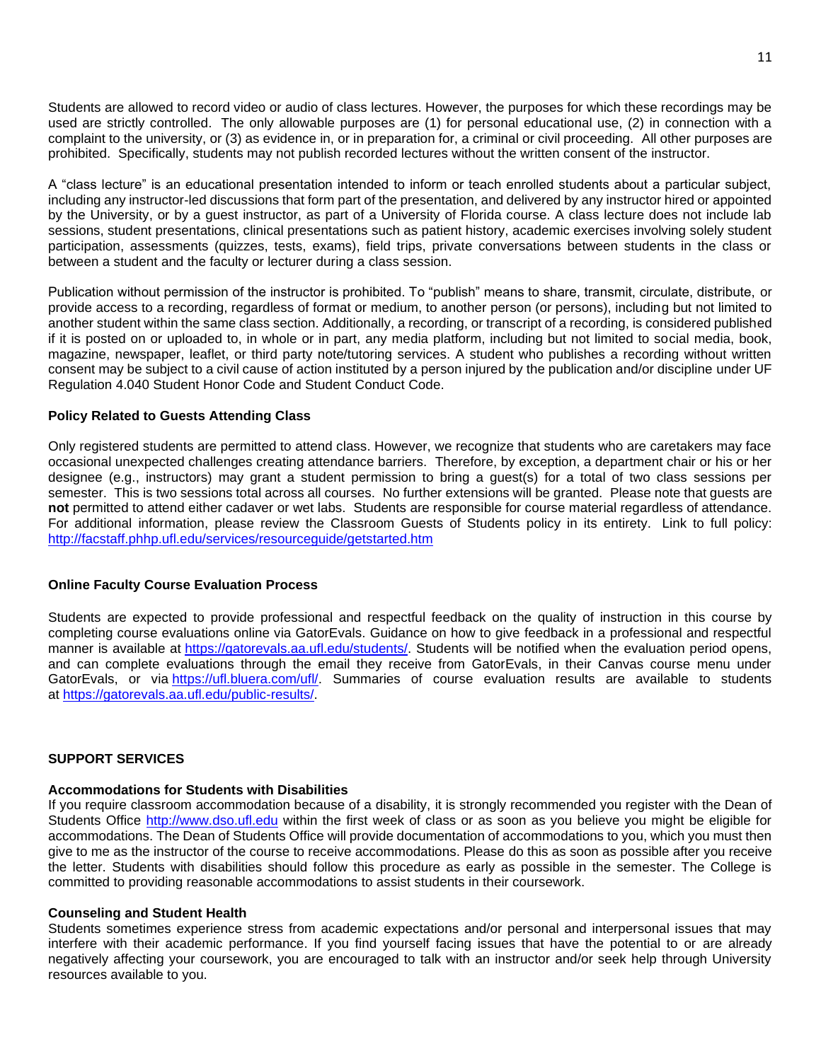Students are allowed to record video or audio of class lectures. However, the purposes for which these recordings may be used are strictly controlled. The only allowable purposes are (1) for personal educational use, (2) in connection with a complaint to the university, or (3) as evidence in, or in preparation for, a criminal or civil proceeding. All other purposes are prohibited. Specifically, students may not publish recorded lectures without the written consent of the instructor.

A "class lecture" is an educational presentation intended to inform or teach enrolled students about a particular subject, including any instructor-led discussions that form part of the presentation, and delivered by any instructor hired or appointed by the University, or by a guest instructor, as part of a University of Florida course. A class lecture does not include lab sessions, student presentations, clinical presentations such as patient history, academic exercises involving solely student participation, assessments (quizzes, tests, exams), field trips, private conversations between students in the class or between a student and the faculty or lecturer during a class session.

Publication without permission of the instructor is prohibited. To "publish" means to share, transmit, circulate, distribute, or provide access to a recording, regardless of format or medium, to another person (or persons), including but not limited to another student within the same class section. Additionally, a recording, or transcript of a recording, is considered published if it is posted on or uploaded to, in whole or in part, any media platform, including but not limited to social media, book, magazine, newspaper, leaflet, or third party note/tutoring services. A student who publishes a recording without written consent may be subject to a civil cause of action instituted by a person injured by the publication and/or discipline under UF Regulation 4.040 Student Honor Code and Student Conduct Code.

**Policy Related to Guests Attending Class**

Only registered students are permitted to attend class. However, we recognize that students who are caretakers may face occasional unexpected challenges creating attendance barriers. Therefore, by exception, a department chair or his or her designee (e.g., instructors) may grant a student permission to bring a guest(s) for a total of two class sessions per semester. This is two sessions total across all courses. No further extensions will be granted. Please note that guests are **not** permitted to attend either cadaver or wet labs. Students are responsible for course material regardless of attendance. For additional information, please review the Classroom Guests of Students policy in its entirety. Link to full policy: http://facstaff.phhp.ufl.edu/services/resourceguide/getstarted.htm

**Online Faculty Course Evaluation Process**

Students are expected to provide professional and respectful feedback on the quality of instruction in this course by completing course evaluations online via GatorEvals. Guidance on how to give feedback in a professional and respectful manner is available at https://gatorevals.aa.ufl.edu/students/. Students will be notified when the evaluation period opens, and can complete evaluations through the email they receive from GatorEvals, in their Canvas course menu under GatorEvals, or via https://ufl.bluera.com/ufl/. Summaries of course evaluation results are available to students at https://gatorevals.aa.ufl.edu/public-results/.

**SUPPORT SERVICES**

**Accommodations for Students with Disabilities**

If you require classroom accommodation because of a disability, it is strongly recommended you register with the Dean of Students Office http://www.dso.ufl.edu within the first week of class or as soon as you believe you might be eligible for accommodations. The Dean of Students Office will provide documentation of accommodations to you, which you must then give to me as the instructor of the course to receive accommodations. Please do this as soon as possible after you receive the letter. Students with disabilities should follow this procedure as early as possible in the semester. The College is committed to providing reasonable accommodations to assist students in their coursework.

**Counseling and Student Health**

Students sometimes experience stress from academic expectations and/or personal and interpersonal issues that may interfere with their academic performance. If you find yourself facing issues that have the potential to or are already negatively affecting your coursework, you are encouraged to talk with an instructor and/or seek help through University resources available to you.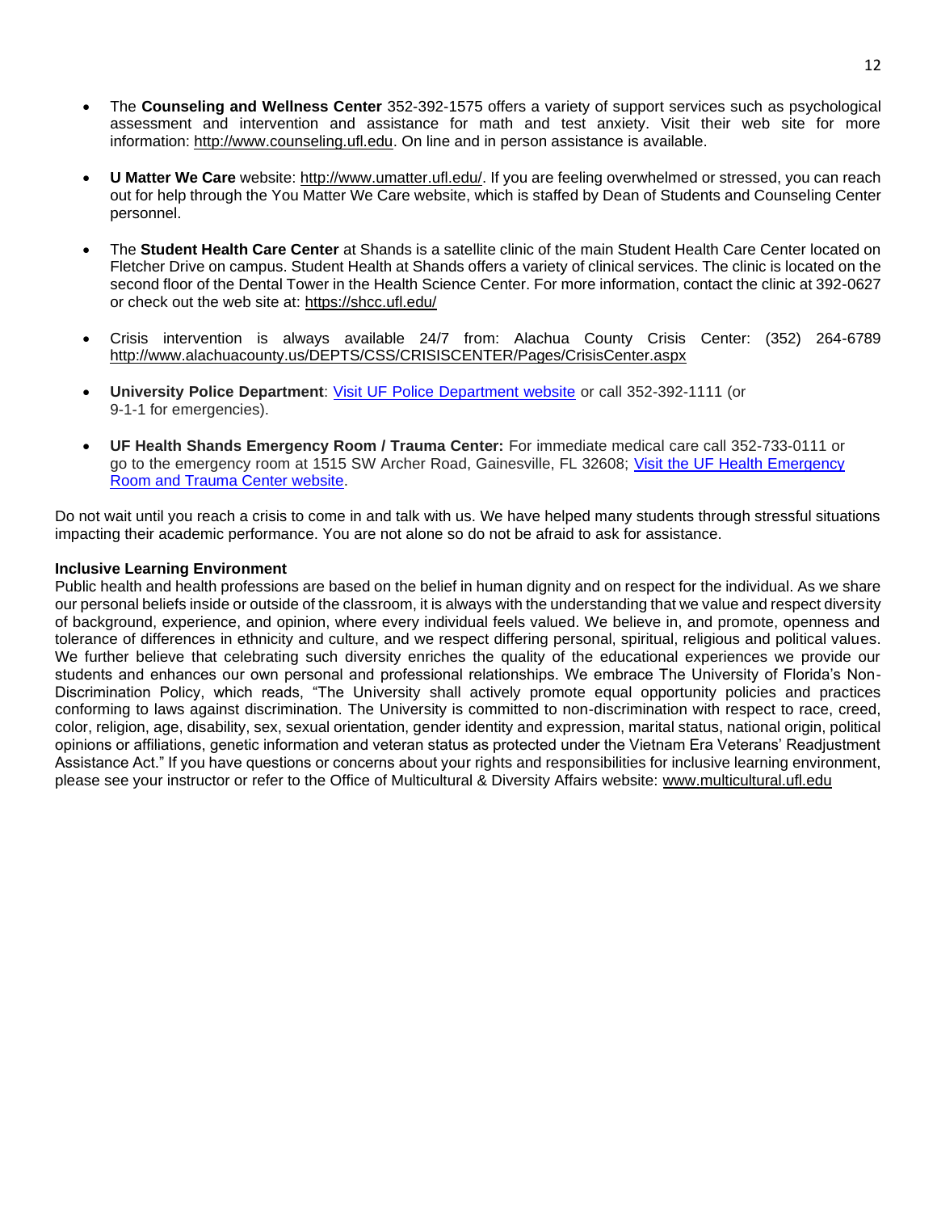- The **Counseling and Wellness Center** 352-392-1575 offers a variety of support services such as psychological assessment and intervention and assistance for math and test anxiety. Visit their web site for more information: http://www.counseling.ufl.edu. On line and in person assistance is available.

- **U Matter We Care** website: http://www.umatter.ufl.edu/. If you are feeling overwhelmed or stressed, you can reach out for help through the You Matter We Care website, which is staffed by Dean of Students and Counseling Center personnel.

- The **Student Health Care Center** at Shands is a satellite clinic of the main Student Health Care Center located on Fletcher Drive on campus. Student Health at Shands offers a variety of clinical services. The clinic is located on the second floor of the Dental Tower in the Health Science Center. For more information, contact the clinic at 392-0627 or check out the web site at: https://shcc.ufl.edu/

- Crisis intervention is always available 24/7 from: Alachua County Crisis Center: (352) 264-6789 http://www.alachuacounty.us/DEPTS/CSS/CRISISCENTER/Pages/CrisisCenter.aspx

- **University Police Department**: Visit UF Police Department website or call 352-392-1111 (or 9-1-1 for emergencies).

- **UF Health Shands Emergency Room / Trauma Center:** For immediate medical care call 352-733-0111 or go to the emergency room at 1515 SW Archer Road, Gainesville, FL 32608; Visit the UF Health Emergency Room and Trauma Center website.

Do not wait until you reach a crisis to come in and talk with us. We have helped many students through stressful situations impacting their academic performance. You are not alone so do not be afraid to ask for assistance.

**Inclusive Learning Environment**

Public health and health professions are based on the belief in human dignity and on respect for the individual. As we share our personal beliefs inside or outside of the classroom, it is always with the understanding that we value and respect diversity of background, experience, and opinion, where every individual feels valued. We believe in, and promote, openness and tolerance of differences in ethnicity and culture, and we respect differing personal, spiritual, religious and political values. We further believe that celebrating such diversity enriches the quality of the educational experiences we provide our students and enhances our own personal and professional relationships. We embrace The University of Florida's Non-Discrimination Policy, which reads, "The University shall actively promote equal opportunity policies and practices conforming to laws against discrimination. The University is committed to non-discrimination with respect to race, creed, color, religion, age, disability, sex, sexual orientation, gender identity and expression, marital status, national origin, political opinions or affiliations, genetic information and veteran status as protected under the Vietnam Era Veterans' Readjustment Assistance Act." If you have questions or concerns about your rights and responsibilities for inclusive learning environment, please see your instructor or refer to the Office of Multicultural & Diversity Affairs website: www.multicultural.ufl.edu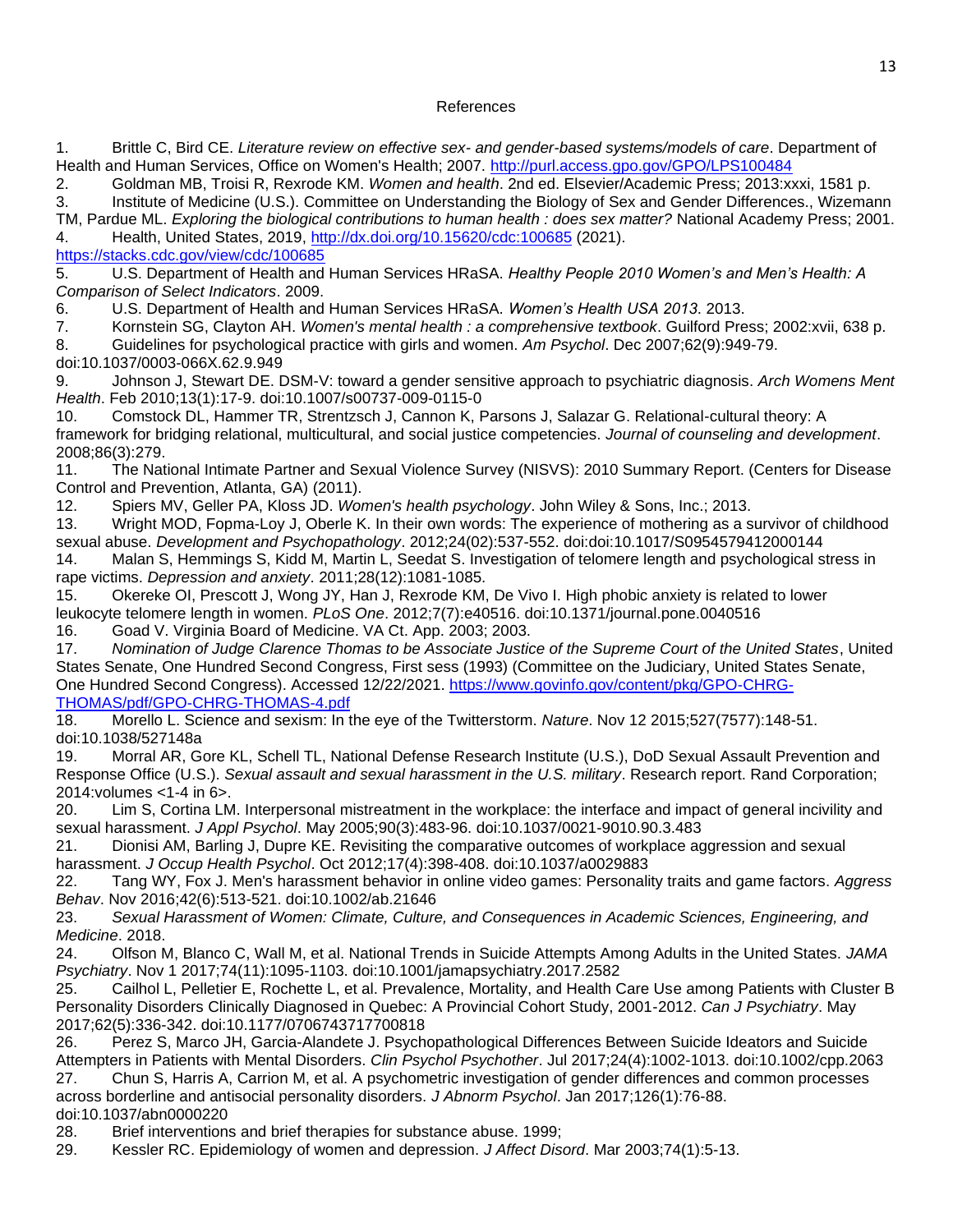References

1. Brittle C, Bird CE. *Literature review on effective sex- and gender-based systems/models of care*. Department of Health and Human Services, Office on Women's Health; 2007. http://purl.access.gpo.gov/GPO/LPS100484
2. Goldman MB, Troisi R, Rexrode KM. *Women and health*. 2nd ed. Elsevier/Academic Press; 2013:xxxi, 1581 p.
3. Institute of Medicine (U.S.). Committee on Understanding the Biology of Sex and Gender Differences., Wizemann TM, Pardue ML. *Exploring the biological contributions to human health : does sex matter?* National Academy Press; 2001.
4. Health, United States, 2019, http://dx.doi.org/10.15620/cdc:100685 (2021). https://stacks.cdc.gov/view/cdc/100685
5. U.S. Department of Health and Human Services HRaSA. *Healthy People 2010 Women's and Men's Health: A Comparison of Select Indicators*. 2009.
6. U.S. Department of Health and Human Services HRaSA. *Women's Health USA 2013*. 2013.
7. Kornstein SG, Clayton AH. *Women's mental health : a comprehensive textbook*. Guilford Press; 2002:xvii, 638 p.
8. Guidelines for psychological practice with girls and women. *Am Psychol*. Dec 2007;62(9):949-79. doi:10.1037/0003-066X.62.9.949
9. Johnson J, Stewart DE. DSM-V: toward a gender sensitive approach to psychiatric diagnosis. *Arch Womens Ment Health*. Feb 2010;13(1):17-9. doi:10.1007/s00737-009-0115-0
10. Comstock DL, Hammer TR, Strentzsch J, Cannon K, Parsons J, Salazar G. Relational-cultural theory: A framework for bridging relational, multicultural, and social justice competencies. *Journal of counseling and development*. 2008;86(3):279.
11. The National Intimate Partner and Sexual Violence Survey (NISVS): 2010 Summary Report. (Centers for Disease Control and Prevention, Atlanta, GA) (2011).
12. Spiers MV, Geller PA, Kloss JD. *Women's health psychology*. John Wiley & Sons, Inc.; 2013.
13. Wright MOD, Fopma-Loy J, Oberle K. In their own words: The experience of mothering as a survivor of childhood sexual abuse. *Development and Psychopathology*. 2012;24(02):537-552. doi:doi:10.1017/S0954579412000144
14. Malan S, Hemmings S, Kidd M, Martin L, Seedat S. Investigation of telomere length and psychological stress in rape victims. *Depression and anxiety*. 2011;28(12):1081-1085.
15. Okereke OI, Prescott J, Wong JY, Han J, Rexrode KM, De Vivo I. High phobic anxiety is related to lower leukocyte telomere length in women. *PLoS One*. 2012;7(7):e40516. doi:10.1371/journal.pone.0040516
16. Goad V. Virginia Board of Medicine. VA Ct. App. 2003; 2003.
17. *Nomination of Judge Clarence Thomas to be Associate Justice of the Supreme Court of the United States*, United States Senate, One Hundred Second Congress, First sess (1993) (Committee on the Judiciary, United States Senate, One Hundred Second Congress). Accessed 12/22/2021. https://www.govinfo.gov/content/pkg/GPO-CHRG-THOMAS/pdf/GPO-CHRG-THOMAS-4.pdf
18. Morello L. Science and sexism: In the eye of the Twitterstorm. *Nature*. Nov 12 2015;527(7577):148-51. doi:10.1038/527148a
19. Morral AR, Gore KL, Schell TL, National Defense Research Institute (U.S.), DoD Sexual Assault Prevention and Response Office (U.S.). *Sexual assault and sexual harassment in the U.S. military*. Research report. Rand Corporation; 2014:volumes <1-4 in 6>.
20. Lim S, Cortina LM. Interpersonal mistreatment in the workplace: the interface and impact of general incivility and sexual harassment. *J Appl Psychol*. May 2005;90(3):483-96. doi:10.1037/0021-9010.90.3.483
21. Dionisi AM, Barling J, Dupre KE. Revisiting the comparative outcomes of workplace aggression and sexual harassment. *J Occup Health Psychol*. Oct 2012;17(4):398-408. doi:10.1037/a0029883
22. Tang WY, Fox J. Men's harassment behavior in online video games: Personality traits and game factors. *Aggress Behav*. Nov 2016;42(6):513-521. doi:10.1002/ab.21646
23. *Sexual Harassment of Women: Climate, Culture, and Consequences in Academic Sciences, Engineering, and Medicine*. 2018.
24. Olfson M, Blanco C, Wall M, et al. National Trends in Suicide Attempts Among Adults in the United States. *JAMA Psychiatry*. Nov 1 2017;74(11):1095-1103. doi:10.1001/jamapsychiatry.2017.2582
25. Cailhol L, Pelletier E, Rochette L, et al. Prevalence, Mortality, and Health Care Use among Patients with Cluster B Personality Disorders Clinically Diagnosed in Quebec: A Provincial Cohort Study, 2001-2012. *Can J Psychiatry*. May 2017;62(5):336-342. doi:10.1177/0706743717700818
26. Perez S, Marco JH, Garcia-Alandete J. Psychopathological Differences Between Suicide Ideators and Suicide Attempters in Patients with Mental Disorders. *Clin Psychol Psychother*. Jul 2017;24(4):1002-1013. doi:10.1002/cpp.2063
27. Chun S, Harris A, Carrion M, et al. A psychometric investigation of gender differences and common processes across borderline and antisocial personality disorders. *J Abnorm Psychol*. Jan 2017;126(1):76-88. doi:10.1037/abn0000220
28. Brief interventions and brief therapies for substance abuse. 1999;
29. Kessler RC. Epidemiology of women and depression. *J Affect Disord*. Mar 2003;74(1):5-13.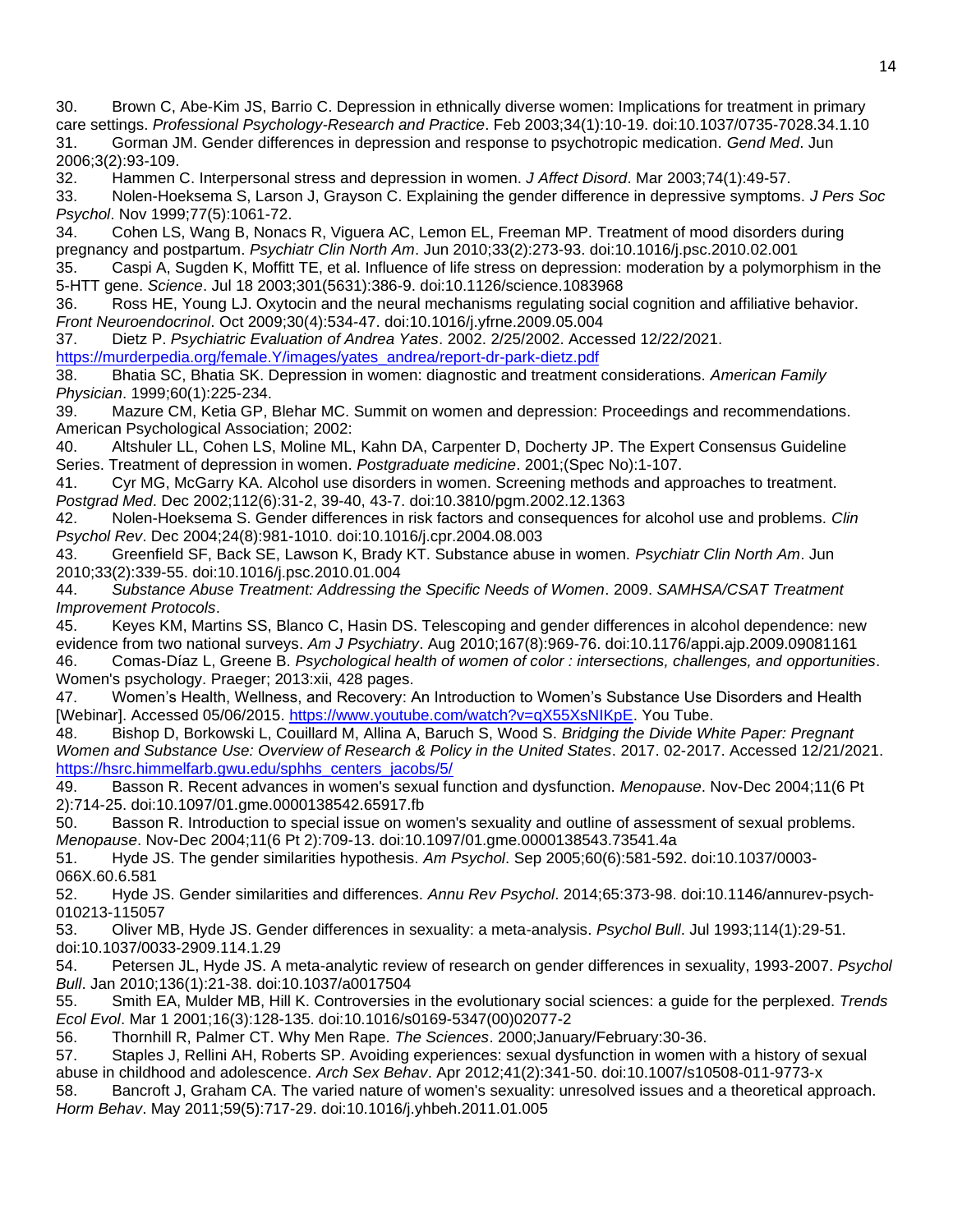30. Brown C, Abe-Kim JS, Barrio C. Depression in ethnically diverse women: Implications for treatment in primary care settings. *Professional Psychology-Research and Practice*. Feb 2003;34(1):10-19. doi:10.1037/0735-7028.34.1.10
31. Gorman JM. Gender differences in depression and response to psychotropic medication. *Gend Med*. Jun 2006;3(2):93-109.
32. Hammen C. Interpersonal stress and depression in women. *J Affect Disord*. Mar 2003;74(1):49-57.
33. Nolen-Hoeksema S, Larson J, Grayson C. Explaining the gender difference in depressive symptoms. *J Pers Soc Psychol*. Nov 1999;77(5):1061-72.
34. Cohen LS, Wang B, Nonacs R, Viguera AC, Lemon EL, Freeman MP. Treatment of mood disorders during pregnancy and postpartum. *Psychiatr Clin North Am*. Jun 2010;33(2):273-93. doi:10.1016/j.psc.2010.02.001
35. Caspi A, Sugden K, Moffitt TE, et al. Influence of life stress on depression: moderation by a polymorphism in the 5-HTT gene. *Science*. Jul 18 2003;301(5631):386-9. doi:10.1126/science.1083968
36. Ross HE, Young LJ. Oxytocin and the neural mechanisms regulating social cognition and affiliative behavior. *Front Neuroendocrinol*. Oct 2009;30(4):534-47. doi:10.1016/j.yfrne.2009.05.004
37. Dietz P. *Psychiatric Evaluation of Andrea Yates*. 2002. 2/25/2002. Accessed 12/22/2021. https://murderpedia.org/female.Y/images/yates_andrea/report-dr-park-dietz.pdf
38. Bhatia SC, Bhatia SK. Depression in women: diagnostic and treatment considerations. *American Family Physician*. 1999;60(1):225-234.
39. Mazure CM, Ketia GP, Blehar MC. Summit on women and depression: Proceedings and recommendations. American Psychological Association; 2002:
40. Altshuler LL, Cohen LS, Moline ML, Kahn DA, Carpenter D, Docherty JP. The Expert Consensus Guideline Series. Treatment of depression in women. *Postgraduate medicine*. 2001;(Spec No):1-107.
41. Cyr MG, McGarry KA. Alcohol use disorders in women. Screening methods and approaches to treatment. *Postgrad Med*. Dec 2002;112(6):31-2, 39-40, 43-7. doi:10.3810/pgm.2002.12.1363
42. Nolen-Hoeksema S. Gender differences in risk factors and consequences for alcohol use and problems. *Clin Psychol Rev*. Dec 2004;24(8):981-1010. doi:10.1016/j.cpr.2004.08.003
43. Greenfield SF, Back SE, Lawson K, Brady KT. Substance abuse in women. *Psychiatr Clin North Am*. Jun 2010;33(2):339-55. doi:10.1016/j.psc.2010.01.004
44. *Substance Abuse Treatment: Addressing the Specific Needs of Women*. 2009. *SAMHSA/CSAT Treatment Improvement Protocols*.
45. Keyes KM, Martins SS, Blanco C, Hasin DS. Telescoping and gender differences in alcohol dependence: new evidence from two national surveys. *Am J Psychiatry*. Aug 2010;167(8):969-76. doi:10.1176/appi.ajp.2009.09081161
46. Comas-Díaz L, Greene B. *Psychological health of women of color : intersections, challenges, and opportunities*. Women's psychology. Praeger; 2013:xii, 428 pages.
47. Women's Health, Wellness, and Recovery: An Introduction to Women's Substance Use Disorders and Health [Webinar]. Accessed 05/06/2015. https://www.youtube.com/watch?v=qX55XsNIKpE. You Tube.
48. Bishop D, Borkowski L, Couillard M, Allina A, Baruch S, Wood S. *Bridging the Divide White Paper: Pregnant Women and Substance Use: Overview of Research & Policy in the United States*. 2017. 02-2017. Accessed 12/21/2021. https://hsrc.himmelfarb.gwu.edu/sphhs_centers_jacobs/5/
49. Basson R. Recent advances in women's sexual function and dysfunction. *Menopause*. Nov-Dec 2004;11(6 Pt 2):714-25. doi:10.1097/01.gme.0000138542.65917.fb
50. Basson R. Introduction to special issue on women's sexuality and outline of assessment of sexual problems. *Menopause*. Nov-Dec 2004;11(6 Pt 2):709-13. doi:10.1097/01.gme.0000138543.73541.4a
51. Hyde JS. The gender similarities hypothesis. *Am Psychol*. Sep 2005;60(6):581-592. doi:10.1037/0003-066X.60.6.581
52. Hyde JS. Gender similarities and differences. *Annu Rev Psychol*. 2014;65:373-98. doi:10.1146/annurev-psych-010213-115057
53. Oliver MB, Hyde JS. Gender differences in sexuality: a meta-analysis. *Psychol Bull*. Jul 1993;114(1):29-51. doi:10.1037/0033-2909.114.1.29
54. Petersen JL, Hyde JS. A meta-analytic review of research on gender differences in sexuality, 1993-2007. *Psychol Bull*. Jan 2010;136(1):21-38. doi:10.1037/a0017504
55. Smith EA, Mulder MB, Hill K. Controversies in the evolutionary social sciences: a guide for the perplexed. *Trends Ecol Evol*. Mar 1 2001;16(3):128-135. doi:10.1016/s0169-5347(00)02077-2
56. Thornhill R, Palmer CT. Why Men Rape. *The Sciences*. 2000;January/February:30-36.
57. Staples J, Rellini AH, Roberts SP. Avoiding experiences: sexual dysfunction in women with a history of sexual abuse in childhood and adolescence. *Arch Sex Behav*. Apr 2012;41(2):341-50. doi:10.1007/s10508-011-9773-x
58. Bancroft J, Graham CA. The varied nature of women's sexuality: unresolved issues and a theoretical approach. *Horm Behav*. May 2011;59(5):717-29. doi:10.1016/j.yhbeh.2011.01.005